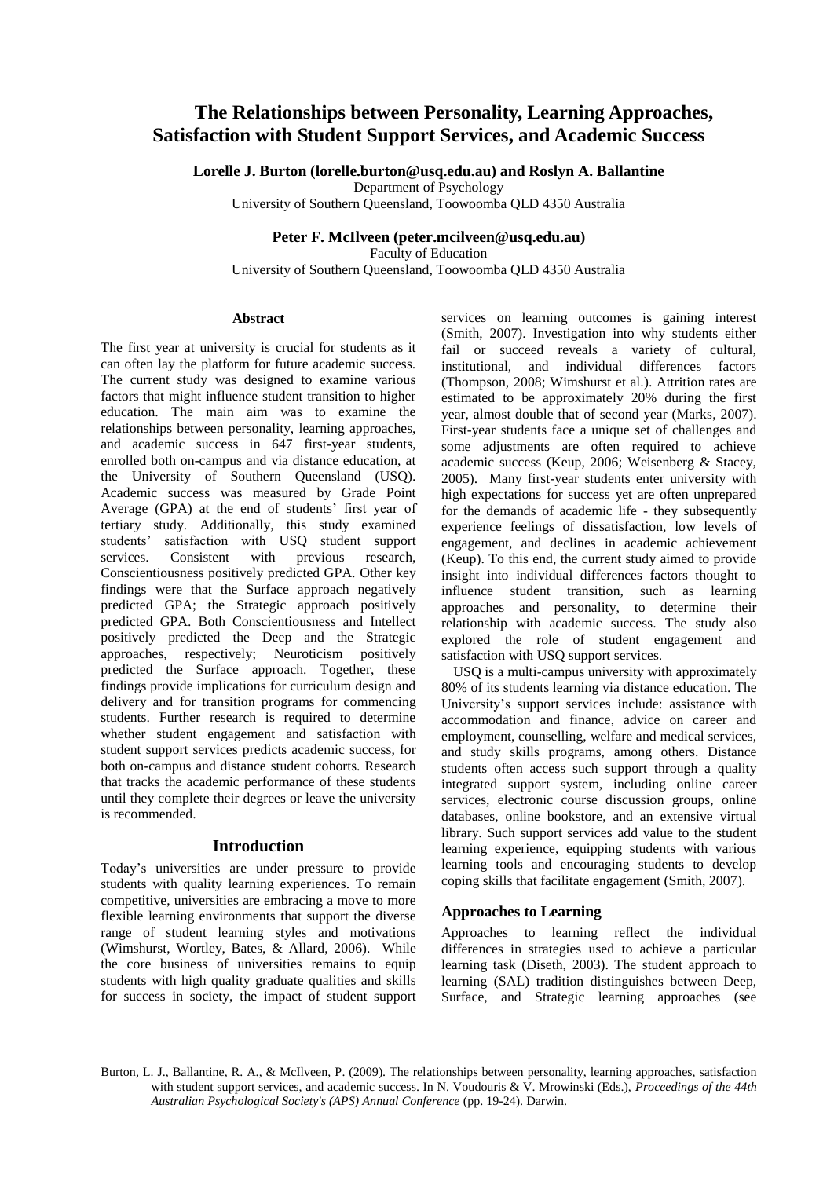# The Relationships between Personality, Learning Approaches, Satisfaction with Student Support Services, and Academic Success

**Lorelle J. Burton (lorelle.burton@usq.edu.au) and Roslyn A. Ballantine**
Department of Psychology
University of Southern Queensland, Toowoomba QLD 4350 Australia

**Peter F. McIlveen (peter.mcilveen@usq.edu.au)**
Faculty of Education
University of Southern Queensland, Toowoomba QLD 4350 Australia

## Abstract

The first year at university is crucial for students as it can often lay the platform for future academic success. The current study was designed to examine various factors that might influence student transition to higher education. The main aim was to examine the relationships between personality, learning approaches, and academic success in 647 first-year students, enrolled both on-campus and via distance education, at the University of Southern Queensland (USQ). Academic success was measured by Grade Point Average (GPA) at the end of students' first year of tertiary study. Additionally, this study examined students' satisfaction with USQ student support services. Consistent with previous research, Conscientiousness positively predicted GPA. Other key findings were that the Surface approach negatively predicted GPA; the Strategic approach positively predicted GPA. Both Conscientiousness and Intellect positively predicted the Deep and the Strategic approaches, respectively; Neuroticism positively predicted the Surface approach. Together, these findings provide implications for curriculum design and delivery and for transition programs for commencing students. Further research is required to determine whether student engagement and satisfaction with student support services predicts academic success, for both on-campus and distance student cohorts. Research that tracks the academic performance of these students until they complete their degrees or leave the university is recommended.

## Introduction

Today's universities are under pressure to provide students with quality learning experiences. To remain competitive, universities are embracing a move to more flexible learning environments that support the diverse range of student learning styles and motivations (Wimshurst, Wortley, Bates, & Allard, 2006). While the core business of universities remains to equip students with high quality graduate qualities and skills for success in society, the impact of student support services on learning outcomes is gaining interest (Smith, 2007). Investigation into why students either fail or succeed reveals a variety of cultural, institutional, and individual differences factors (Thompson, 2008; Wimshurst et al.). Attrition rates are estimated to be approximately 20% during the first year, almost double that of second year (Marks, 2007). First-year students face a unique set of challenges and some adjustments are often required to achieve academic success (Keup, 2006; Weisenberg & Stacey, 2005). Many first-year students enter university with high expectations for success yet are often unprepared for the demands of academic life - they subsequently experience feelings of dissatisfaction, low levels of engagement, and declines in academic achievement (Keup). To this end, the current study aimed to provide insight into individual differences factors thought to influence student transition, such as learning approaches and personality, to determine their relationship with academic success. The study also explored the role of student engagement and satisfaction with USQ support services.

USQ is a multi-campus university with approximately 80% of its students learning via distance education. The University's support services include: assistance with accommodation and finance, advice on career and employment, counselling, welfare and medical services, and study skills programs, among others. Distance students often access such support through a quality integrated support system, including online career services, electronic course discussion groups, online databases, online bookstore, and an extensive virtual library. Such support services add value to the student learning experience, equipping students with various learning tools and encouraging students to develop coping skills that facilitate engagement (Smith, 2007).

### Approaches to Learning

Approaches to learning reflect the individual differences in strategies used to achieve a particular learning task (Diseth, 2003). The student approach to learning (SAL) tradition distinguishes between Deep, Surface, and Strategic learning approaches (see

Burton, L. J., Ballantine, R. A., & McIlveen, P. (2009). The relationships between personality, learning approaches, satisfaction with student support services, and academic success. In N. Voudouris & V. Mrowinski (Eds.), *Proceedings of the 44th Australian Psychological Society's (APS) Annual Conference* (pp. 19-24). Darwin.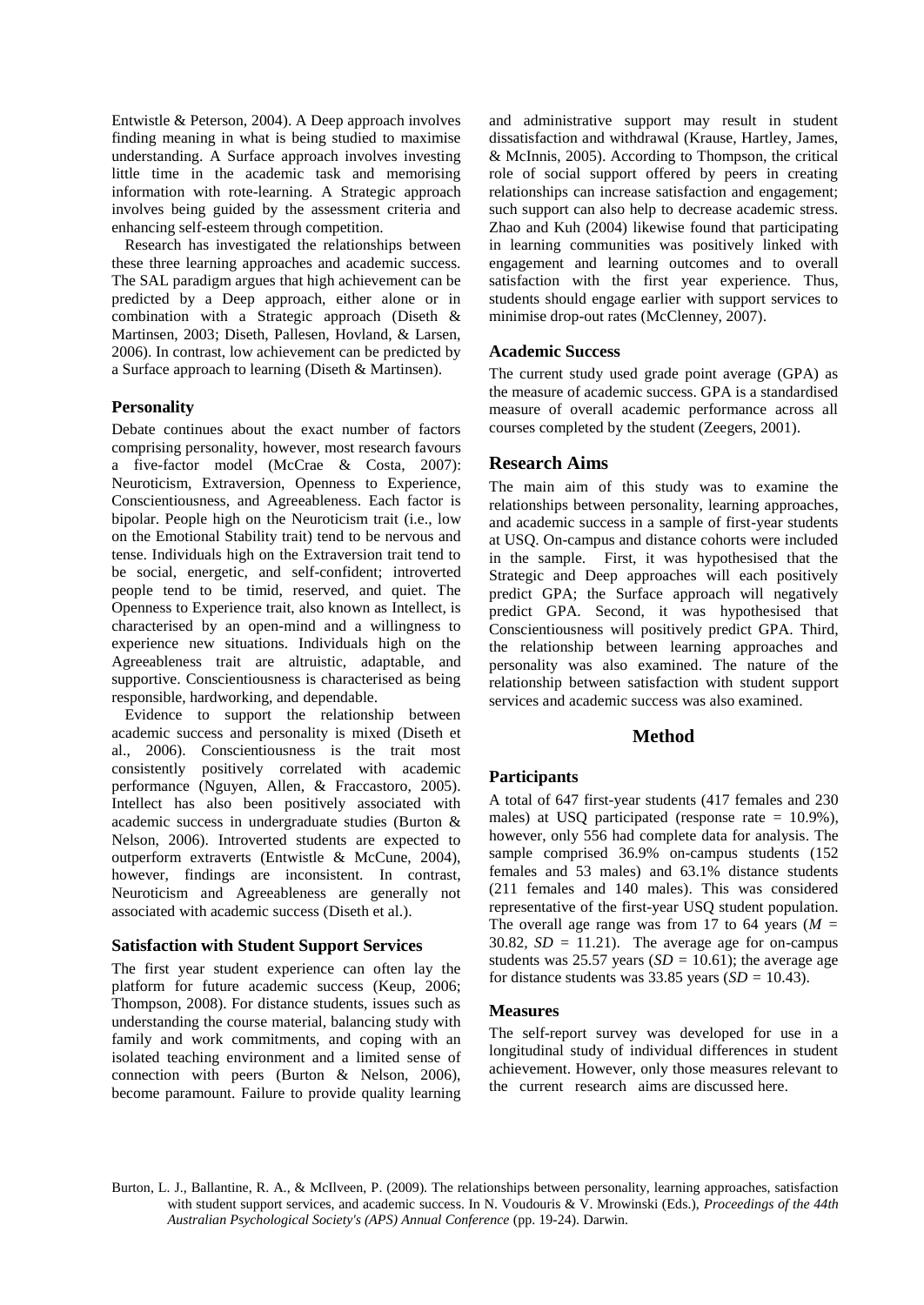Entwistle & Peterson, 2004). A Deep approach involves finding meaning in what is being studied to maximise understanding. A Surface approach involves investing little time in the academic task and memorising information with rote-learning. A Strategic approach involves being guided by the assessment criteria and enhancing self-esteem through competition.

Research has investigated the relationships between these three learning approaches and academic success. The SAL paradigm argues that high achievement can be predicted by a Deep approach, either alone or in combination with a Strategic approach (Diseth & Martinsen, 2003; Diseth, Pallesen, Hovland, & Larsen, 2006). In contrast, low achievement can be predicted by a Surface approach to learning (Diseth & Martinsen).

### Personality

Debate continues about the exact number of factors comprising personality, however, most research favours a five-factor model (McCrae & Costa, 2007): Neuroticism, Extraversion, Openness to Experience, Conscientiousness, and Agreeableness. Each factor is bipolar. People high on the Neuroticism trait (i.e., low on the Emotional Stability trait) tend to be nervous and tense. Individuals high on the Extraversion trait tend to be social, energetic, and self-confident; introverted people tend to be timid, reserved, and quiet. The Openness to Experience trait, also known as Intellect, is characterised by an open-mind and a willingness to experience new situations. Individuals high on the Agreeableness trait are altruistic, adaptable, and supportive. Conscientiousness is characterised as being responsible, hardworking, and dependable.

Evidence to support the relationship between academic success and personality is mixed (Diseth et al., 2006). Conscientiousness is the trait most consistently positively correlated with academic performance (Nguyen, Allen, & Fraccastoro, 2005). Intellect has also been positively associated with academic success in undergraduate studies (Burton & Nelson, 2006). Introverted students are expected to outperform extraverts (Entwistle & McCune, 2004), however, findings are inconsistent. In contrast, Neuroticism and Agreeableness are generally not associated with academic success (Diseth et al.).

### Satisfaction with Student Support Services

The first year student experience can often lay the platform for future academic success (Keup, 2006; Thompson, 2008). For distance students, issues such as understanding the course material, balancing study with family and work commitments, and coping with an isolated teaching environment and a limited sense of connection with peers (Burton & Nelson, 2006), become paramount. Failure to provide quality learning and administrative support may result in student dissatisfaction and withdrawal (Krause, Hartley, James, & McInnis, 2005). According to Thompson, the critical role of social support offered by peers in creating relationships can increase satisfaction and engagement; such support can also help to decrease academic stress. Zhao and Kuh (2004) likewise found that participating in learning communities was positively linked with engagement and learning outcomes and to overall satisfaction with the first year experience. Thus, students should engage earlier with support services to minimise drop-out rates (McClenney, 2007).

### Academic Success

The current study used grade point average (GPA) as the measure of academic success. GPA is a standardised measure of overall academic performance across all courses completed by the student (Zeegers, 2001).

## Research Aims

The main aim of this study was to examine the relationships between personality, learning approaches, and academic success in a sample of first-year students at USQ. On-campus and distance cohorts were included in the sample. First, it was hypothesised that the Strategic and Deep approaches will each positively predict GPA; the Surface approach will negatively predict GPA. Second, it was hypothesised that Conscientiousness will positively predict GPA. Third, the relationship between learning approaches and personality was also examined. The nature of the relationship between satisfaction with student support services and academic success was also examined.

## Method

### Participants

A total of 647 first-year students (417 females and 230 males) at USQ participated (response rate = 10.9%), however, only 556 had complete data for analysis. The sample comprised 36.9% on-campus students (152 females and 53 males) and 63.1% distance students (211 females and 140 males). This was considered representative of the first-year USQ student population. The overall age range was from 17 to 64 years ($M$ = 30.82, $SD$ = 11.21). The average age for on-campus students was 25.57 years ($SD$ = 10.61); the average age for distance students was 33.85 years ($SD$ = 10.43).

### Measures

The self-report survey was developed for use in a longitudinal study of individual differences in student achievement. However, only those measures relevant to the current research aims are discussed here.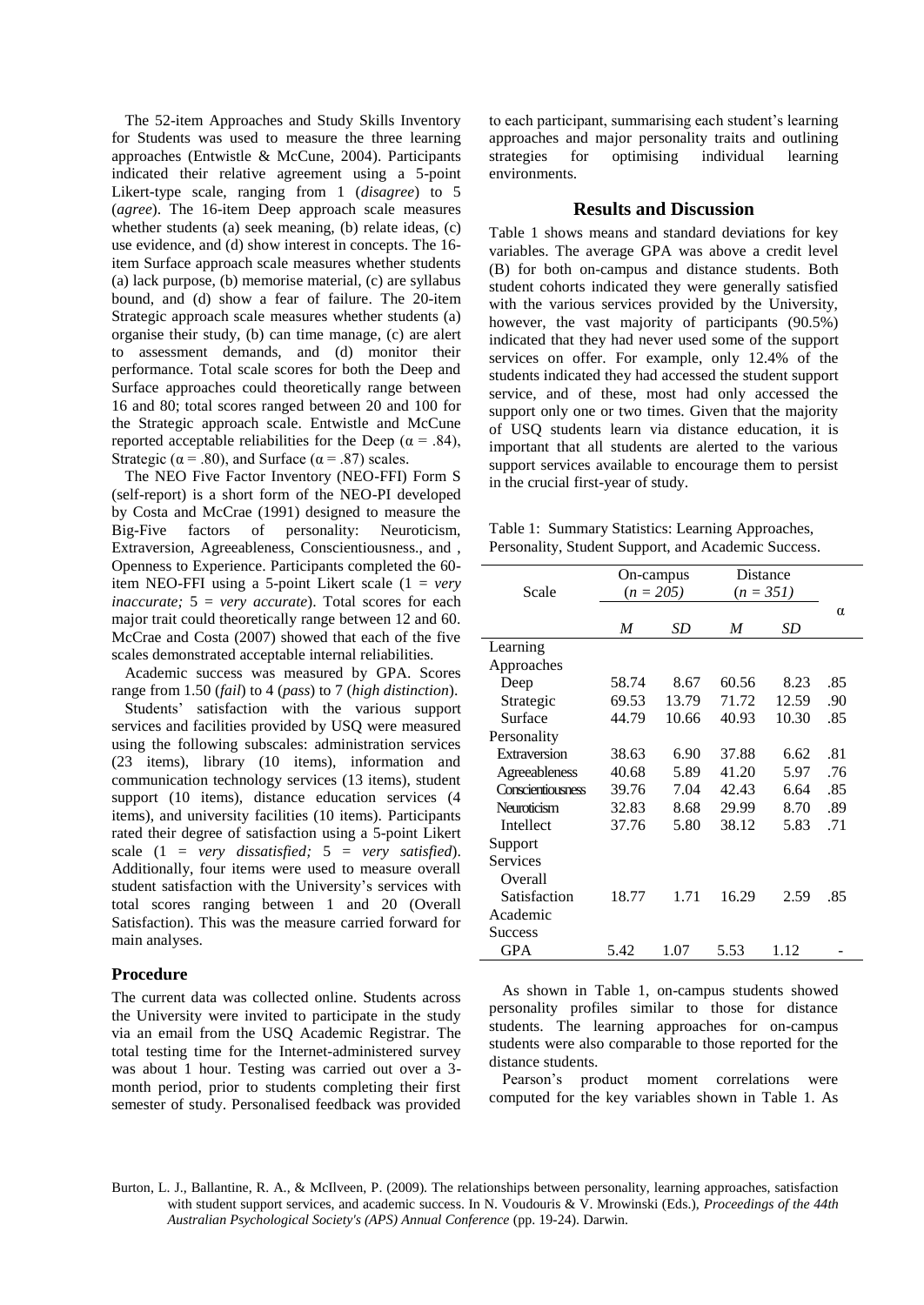The 52-item Approaches and Study Skills Inventory for Students was used to measure the three learning approaches (Entwistle & McCune, 2004). Participants indicated their relative agreement using a 5-point Likert-type scale, ranging from 1 (*disagree*) to 5 (*agree*). The 16-item Deep approach scale measures whether students (a) seek meaning, (b) relate ideas, (c) use evidence, and (d) show interest in concepts. The 16-item Surface approach scale measures whether students (a) lack purpose, (b) memorise material, (c) are syllabus bound, and (d) show a fear of failure. The 20-item Strategic approach scale measures whether students (a) organise their study, (b) can time manage, (c) are alert to assessment demands, and (d) monitor their performance. Total scale scores for both the Deep and Surface approaches could theoretically range between 16 and 80; total scores ranged between 20 and 100 for the Strategic approach scale. Entwistle and McCune reported acceptable reliabilities for the Deep ($\alpha = .84$), Strategic ($\alpha = .80$), and Surface ($\alpha = .87$) scales.

The NEO Five Factor Inventory (NEO-FFI) Form S (self-report) is a short form of the NEO-PI developed by Costa and McCrae (1991) designed to measure the Big-Five factors of personality: Neuroticism, Extraversion, Agreeableness, Conscientiousness., and , Openness to Experience. Participants completed the 60-item NEO-FFI using a 5-point Likert scale (1 = *very inaccurate;* 5 = *very accurate*). Total scores for each major trait could theoretically range between 12 and 60. McCrae and Costa (2007) showed that each of the five scales demonstrated acceptable internal reliabilities.

Academic success was measured by GPA. Scores range from 1.50 (*fail*) to 4 (*pass*) to 7 (*high distinction*).

Students' satisfaction with the various support services and facilities provided by USQ were measured using the following subscales: administration services (23 items), library (10 items), information and communication technology services (13 items), student support (10 items), distance education services (4 items), and university facilities (10 items). Participants rated their degree of satisfaction using a 5-point Likert scale (1 = *very dissatisfied;* 5 = *very satisfied*). Additionally, four items were used to measure overall student satisfaction with the University's services with total scores ranging between 1 and 20 (Overall Satisfaction). This was the measure carried forward for main analyses.

### Procedure

The current data was collected online. Students across the University were invited to participate in the study via an email from the USQ Academic Registrar. The total testing time for the Internet-administered survey was about 1 hour. Testing was carried out over a 3-month period, prior to students completing their first semester of study. Personalised feedback was provided to each participant, summarising each student's learning approaches and major personality traits and outlining strategies for optimising individual learning environments.

## Results and Discussion

Table 1 shows means and standard deviations for key variables. The average GPA was above a credit level (B) for both on-campus and distance students. Both student cohorts indicated they were generally satisfied with the various services provided by the University, however, the vast majority of participants (90.5%) indicated that they had never used some of the support services on offer. For example, only 12.4% of the students indicated they had accessed the student support service, and of these, most had only accessed the support only one or two times. Given that the majority of USQ students learn via distance education, it is important that all students are alerted to the various support services available to encourage them to persist in the crucial first-year of study.

Table 1: Summary Statistics: Learning Approaches, Personality, Student Support, and Academic Success.

| Scale | On-campus ($n = 205$) | | Distance ($n = 351$) | | $\alpha$ |
|---|---|---|---|---|---|
| | *M* | *SD* | *M* | *SD* | |
| Learning Approaches | | | | | |
| Deep | 58.74 | 8.67 | 60.56 | 8.23 | .85 |
| Strategic | 69.53 | 13.79 | 71.72 | 12.59 | .90 |
| Surface | 44.79 | 10.66 | 40.93 | 10.30 | .85 |
| Personality | | | | | |
| Extraversion | 38.63 | 6.90 | 37.88 | 6.62 | .81 |
| Agreeableness | 40.68 | 5.89 | 41.20 | 5.97 | .76 |
| Conscientiousness | 39.76 | 7.04 | 42.43 | 6.64 | .85 |
| Neuroticism | 32.83 | 8.68 | 29.99 | 8.70 | .89 |
| Intellect | 37.76 | 5.80 | 38.12 | 5.83 | .71 |
| Support Services | | | | | |
| Overall Satisfaction | 18.77 | 1.71 | 16.29 | 2.59 | .85 |
| Academic Success | | | | | |
| GPA | 5.42 | 1.07 | 5.53 | 1.12 | - |

As shown in Table 1, on-campus students showed personality profiles similar to those for distance students. The learning approaches for on-campus students were also comparable to those reported for the distance students.

Pearson's product moment correlations were computed for the key variables shown in Table 1. As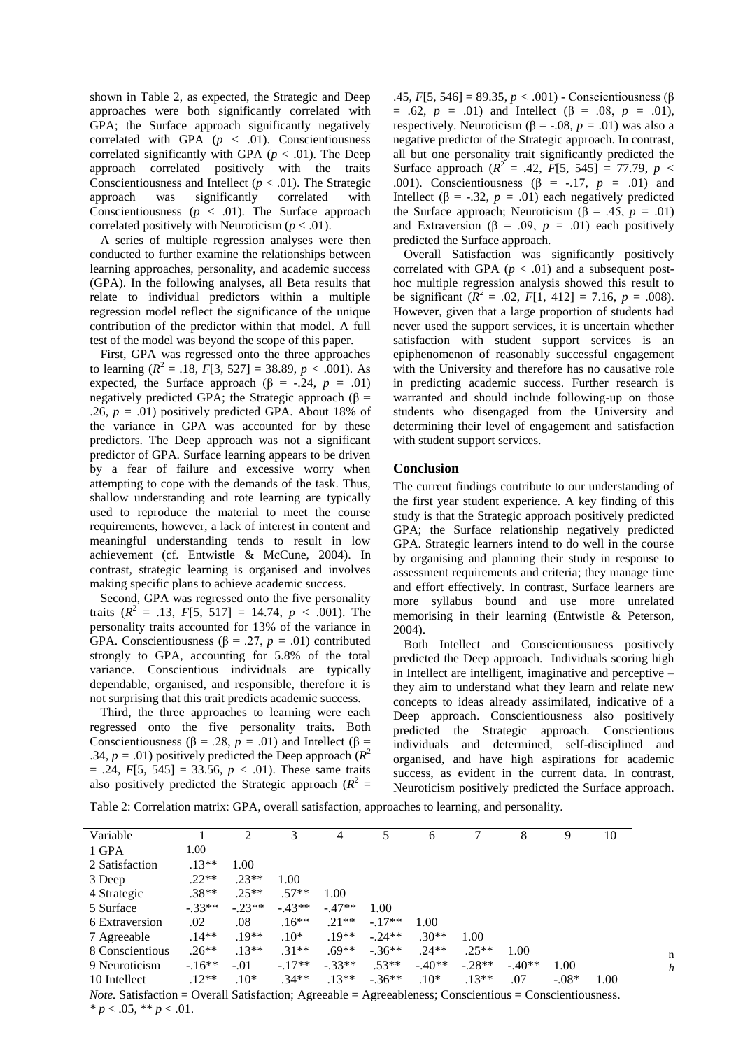shown in Table 2, as expected, the Strategic and Deep approaches were both significantly correlated with GPA; the Surface approach significantly negatively correlated with GPA ($p$ < .01). Conscientiousness correlated significantly with GPA ($p$ < .01). The Deep approach correlated positively with the traits Conscientiousness and Intellect ($p$ < .01). The Strategic approach was significantly correlated with Conscientiousness ($p$ < .01). The Surface approach correlated positively with Neuroticism ($p$ < .01).

A series of multiple regression analyses were then conducted to further examine the relationships between learning approaches, personality, and academic success (GPA). In the following analyses, all Beta results that relate to individual predictors within a multiple regression model reflect the significance of the unique contribution of the predictor within that model. A full test of the model was beyond the scope of this paper.

First, GPA was regressed onto the three approaches to learning ($R^2$ = .18, $F$[3, 527] = 38.89, $p$ < .001). As expected, the Surface approach (β = -.24, $p$ = .01) negatively predicted GPA; the Strategic approach (β = .26, $p$ = .01) positively predicted GPA. About 18% of the variance in GPA was accounted for by these predictors. The Deep approach was not a significant predictor of GPA. Surface learning appears to be driven by a fear of failure and excessive worry when attempting to cope with the demands of the task. Thus, shallow understanding and rote learning are typically used to reproduce the material to meet the course requirements, however, a lack of interest in content and meaningful understanding tends to result in low achievement (cf. Entwistle & McCune, 2004). In contrast, strategic learning is organised and involves making specific plans to achieve academic success.

Second, GPA was regressed onto the five personality traits ($R^2$ = .13, $F$[5, 517] = 14.74, $p$ < .001). The personality traits accounted for 13% of the variance in GPA. Conscientiousness (β = .27, $p$ = .01) contributed strongly to GPA, accounting for 5.8% of the total variance. Conscientious individuals are typically dependable, organised, and responsible, therefore it is not surprising that this trait predicts academic success.

Third, the three approaches to learning were each regressed onto the five personality traits. Both Conscientiousness (β = .28, $p$ = .01) and Intellect (β = .34, $p$ = .01) positively predicted the Deep approach ($R^2$ = .24, $F$[5, 545] = 33.56, $p$ < .01). These same traits also positively predicted the Strategic approach ($R^2$ = .45, $F$[5, 546] = 89.35, $p$ < .001) - Conscientiousness (β = .62, $p$ = .01) and Intellect (β = .08, $p$ = .01), respectively. Neuroticism (β = -.08, $p$ = .01) was also a negative predictor of the Strategic approach. In contrast, all but one personality trait significantly predicted the Surface approach ($R^2$ = .42, $F$[5, 545] = 77.79, $p$ < .001). Conscientiousness (β = -.17, $p$ = .01) and Intellect (β = -.32, $p$ = .01) each negatively predicted the Surface approach; Neuroticism (β = .45, $p$ = .01) and Extraversion (β = .09, $p$ = .01) each positively predicted the Surface approach.

Overall Satisfaction was significantly positively correlated with GPA ($p$ < .01) and a subsequent post-hoc multiple regression analysis showed this result to be significant ($R^2$ = .02, $F$[1, 412] = 7.16, $p$ = .008). However, given that a large proportion of students had never used the support services, it is uncertain whether satisfaction with student support services is an epiphenomenon of reasonably successful engagement with the University and therefore has no causative role in predicting academic success. Further research is warranted and should include following-up on those students who disengaged from the University and determining their level of engagement and satisfaction with student support services.

## Conclusion

The current findings contribute to our understanding of the first year student experience. A key finding of this study is that the Strategic approach positively predicted GPA; the Surface relationship negatively predicted GPA. Strategic learners intend to do well in the course by organising and planning their study in response to assessment requirements and criteria; they manage time and effort effectively. In contrast, Surface learners are more syllabus bound and use more unrelated memorising in their learning (Entwistle & Peterson, 2004).

Both Intellect and Conscientiousness positively predicted the Deep approach. Individuals scoring high in Intellect are intelligent, imaginative and perceptive – they aim to understand what they learn and relate new concepts to ideas already assimilated, indicative of a Deep approach. Conscientiousness also positively predicted the Strategic approach. Conscientious individuals and determined, self-disciplined and organised, and have high aspirations for academic success, as evident in the current data. In contrast, Neuroticism positively predicted the Surface approach.

Table 2: Correlation matrix: GPA, overall satisfaction, approaches to learning, and personality.

| Variable | 1 | 2 | 3 | 4 | 5 | 6 | 7 | 8 | 9 | 10 |
|---|---|---|---|---|---|---|---|---|---|---|
| 1 GPA | 1.00 | | | | | | | | | |
| 2 Satisfaction | .13** | 1.00 | | | | | | | | |
| 3 Deep | .22** | .23** | 1.00 | | | | | | | |
| 4 Strategic | .38** | .25** | .57** | 1.00 | | | | | | |
| 5 Surface | -.33** | -.23** | -.43** | -.47** | 1.00 | | | | | |
| 6 Extraversion | .02 | .08 | .16** | .21** | -.17** | 1.00 | | | | |
| 7 Agreeable | .14** | .19** | .10* | .19** | -.24** | .30** | 1.00 | | | |
| 8 Conscientious | .26** | .13** | .31** | .69** | -.36** | .24** | .25** | 1.00 | | |
| 9 Neuroticism | -.16** | -.01 | -.17** | -.33** | .53** | -.40** | -.28** | -.40** | 1.00 | |
| 10 Intellect | .12** | .10* | .34** | .13** | -.36** | .10* | .13** | .07 | -.08* | 1.00 |

*Note.* Satisfaction = Overall Satisfaction; Agreeable = Agreeableness; Conscientious = Conscientiousness.
* $p$ < .05, ** $p$ < .01.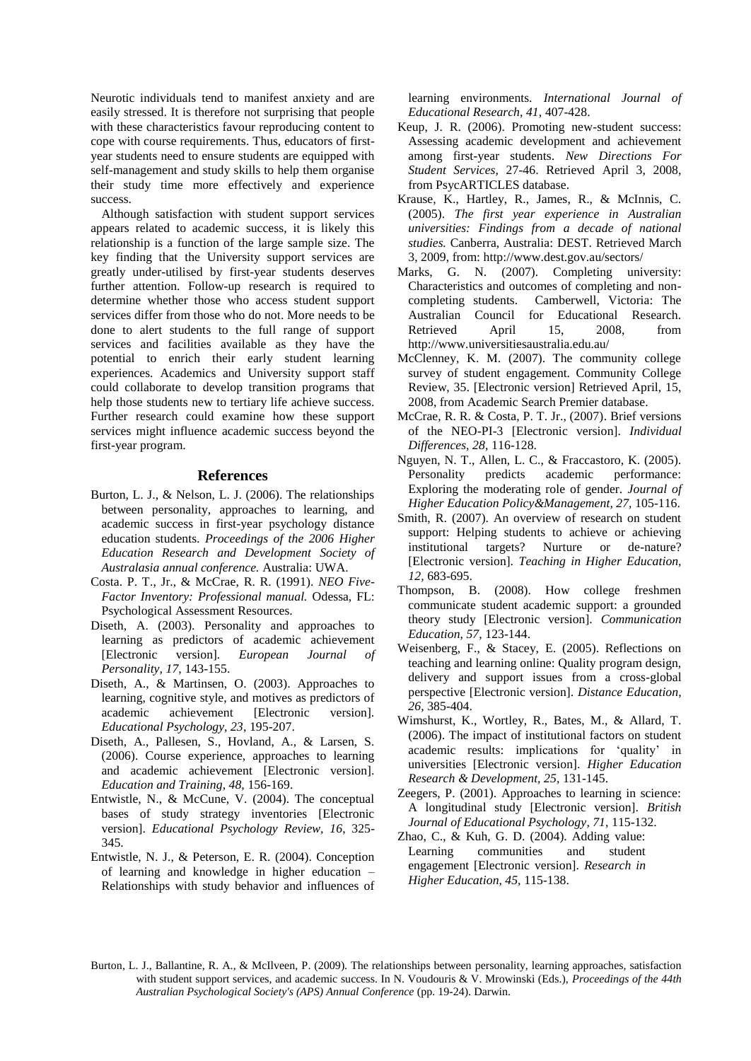Neurotic individuals tend to manifest anxiety and are easily stressed. It is therefore not surprising that people with these characteristics favour reproducing content to cope with course requirements. Thus, educators of first-year students need to ensure students are equipped with self-management and study skills to help them organise their study time more effectively and experience success.

Although satisfaction with student support services appears related to academic success, it is likely this relationship is a function of the large sample size. The key finding that the University support services are greatly under-utilised by first-year students deserves further attention. Follow-up research is required to determine whether those who access student support services differ from those who do not. More needs to be done to alert students to the full range of support services and facilities available as they have the potential to enrich their early student learning experiences. Academics and University support staff could collaborate to develop transition programs that help those students new to tertiary life achieve success. Further research could examine how these support services might influence academic success beyond the first-year program.

## References

Burton, L. J., & Nelson, L. J. (2006). The relationships between personality, approaches to learning, and academic success in first-year psychology distance education students. *Proceedings of the 2006 Higher Education Research and Development Society of Australasia annual conference.* Australia: UWA.

Costa. P. T., Jr., & McCrae, R. R. (1991). *NEO Five-Factor Inventory: Professional manual.* Odessa, FL: Psychological Assessment Resources.

Diseth, A. (2003). Personality and approaches to learning as predictors of academic achievement [Electronic version]. *European Journal of Personality, 17,* 143-155.

Diseth, A., & Martinsen, O. (2003). Approaches to learning, cognitive style, and motives as predictors of academic achievement [Electronic version]. *Educational Psychology, 23*, 195-207.

Diseth, A., Pallesen, S., Hovland, A., & Larsen, S. (2006). Course experience, approaches to learning and academic achievement [Electronic version]. *Education and Training, 48,* 156-169.

Entwistle, N., & McCune, V. (2004). The conceptual bases of study strategy inventories [Electronic version]. *Educational Psychology Review, 16*, 325-345.

Entwistle, N. J., & Peterson, E. R. (2004). Conception of learning and knowledge in higher education – Relationships with study behavior and influences of learning environments. *International Journal of Educational Research, 41,* 407-428.

Keup, J. R. (2006). Promoting new-student success: Assessing academic development and achievement among first-year students. *New Directions For Student Services,* 27-46. Retrieved April 3, 2008, from PsycARTICLES database.

Krause, K., Hartley, R., James, R., & McInnis, C. (2005). *The first year experience in Australian universities: Findings from a decade of national studies.* Canberra, Australia: DEST. Retrieved March 3, 2009, from: http://www.dest.gov.au/sectors/

Marks, G. N. (2007). Completing university: Characteristics and outcomes of completing and non-completing students. Camberwell, Victoria: The Australian Council for Educational Research. Retrieved April 15, 2008, from http://www.universitiesaustralia.edu.au/

McClenney, K. M. (2007). The community college survey of student engagement. Community College Review, 35. [Electronic version] Retrieved April, 15, 2008, from Academic Search Premier database.

McCrae, R. R. & Costa, P. T. Jr., (2007). Brief versions of the NEO-PI-3 [Electronic version]. *Individual Differences, 28*, 116-128.

Nguyen, N. T., Allen, L. C., & Fraccastoro, K. (2005). Personality predicts academic performance: Exploring the moderating role of gender. *Journal of Higher Education Policy&Management, 27,* 105-116.

Smith, R. (2007). An overview of research on student support: Helping students to achieve or achieving institutional targets? Nurture or de-nature? [Electronic version]. *Teaching in Higher Education, 12,* 683-695.

Thompson, B. (2008). How college freshmen communicate student academic support: a grounded theory study [Electronic version]. *Communication Education, 57*, 123-144.

Weisenberg, F., & Stacey, E. (2005). Reflections on teaching and learning online: Quality program design, delivery and support issues from a cross-global perspective [Electronic version]. *Distance Education, 26,* 385-404.

Wimshurst, K., Wortley, R., Bates, M., & Allard, T. (2006). The impact of institutional factors on student academic results: implications for 'quality' in universities [Electronic version]. *Higher Education Research & Development, 25,* 131-145.

Zeegers, P. (2001). Approaches to learning in science: A longitudinal study [Electronic version]. *British Journal of Educational Psychology, 71,* 115-132.

Zhao, C., & Kuh, G. D. (2004). Adding value: Learning communities and student engagement [Electronic version]. *Research in Higher Education, 45,* 115-138.

Burton, L. J., Ballantine, R. A., & McIlveen, P. (2009). The relationships between personality, learning approaches, satisfaction with student support services, and academic success. In N. Voudouris & V. Mrowinski (Eds.), *Proceedings of the 44th Australian Psychological Society's (APS) Annual Conference* (pp. 19-24). Darwin.